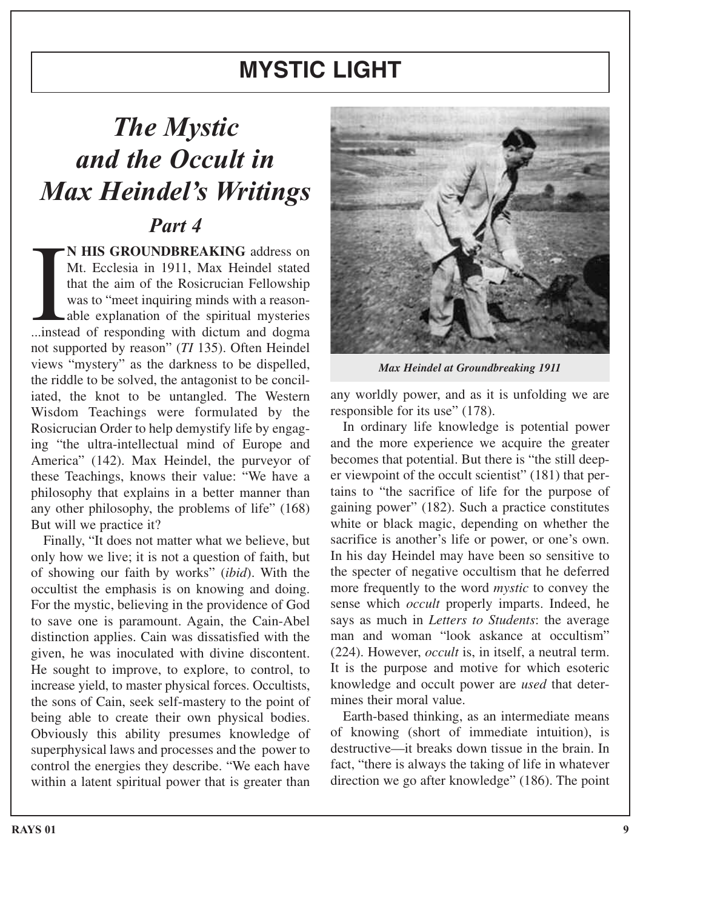# MYSTIC LIGHT

## *The Mystic and the Occult in Max Heindel's Writings*

### *Part 4*

**IN HIS GROUNDBREAKING** address on Mt. Ecclesia in 1911, Max Heindel stated that the aim of the Rosicrucian Fellowship was to "meet inquiring minds with a reasonable explanation of the spiritual mysteries ...instead of responding with dictum and dogma not supported by reason" (*TI* 135). Often Heindel views "mystery" as the darkness to be dispelled, the riddle to be solved, the antagonist to be conciliated, the knot to be untangled. The Western Wisdom Teachings were formulated by the Rosicrucian Order to help demystify life by engaging "the ultra-intellectual mind of Europe and America" (142). Max Heindel, the purveyor of these Teachings, knows their value: "We have a philosophy that explains in a better manner than any other philosophy, the problems of life" (168) But will we practice it?

Finally, "It does not matter what we believe, but only how we live; it is not a question of faith, but of showing our faith by works" (*ibid*). With the occultist the emphasis is on knowing and doing. For the mystic, believing in the providence of God to save one is paramount. Again, the Cain-Abel distinction applies. Cain was dissatisfied with the given, he was inoculated with divine discontent. He sought to improve, to explore, to control, to increase yield, to master physical forces. Occultists, the sons of Cain, seek self-mastery to the point of being able to create their own physical bodies. Obviously this ability presumes knowledge of superphysical laws and processes and the power to control the energies they describe. "We each have within a latent spiritual power that is greater than any worldly power, and as it is unfolding we are responsible for its use" (178).

*Max Heindel at Groundbreaking 1911*

In ordinary life knowledge is potential power and the more experience we acquire the greater becomes that potential. But there is "the still deeper viewpoint of the occult scientist" (181) that pertains to "the sacrifice of life for the purpose of gaining power" (182). Such a practice constitutes white or black magic, depending on whether the sacrifice is another's life or power, or one's own. In his day Heindel may have been so sensitive to the specter of negative occultism that he deferred more frequently to the word *mystic* to convey the sense which *occult* properly imparts. Indeed, he says as much in *Letters to Students*: the average man and woman "look askance at occultism" (224). However, *occult* is, in itself, a neutral term. It is the purpose and motive for which esoteric knowledge and occult power are *used* that determines their moral value.

Earth-based thinking, as an intermediate means of knowing (short of immediate intuition), is destructive—it breaks down tissue in the brain. In fact, "there is always the taking of life in whatever direction we go after knowledge" (186). The point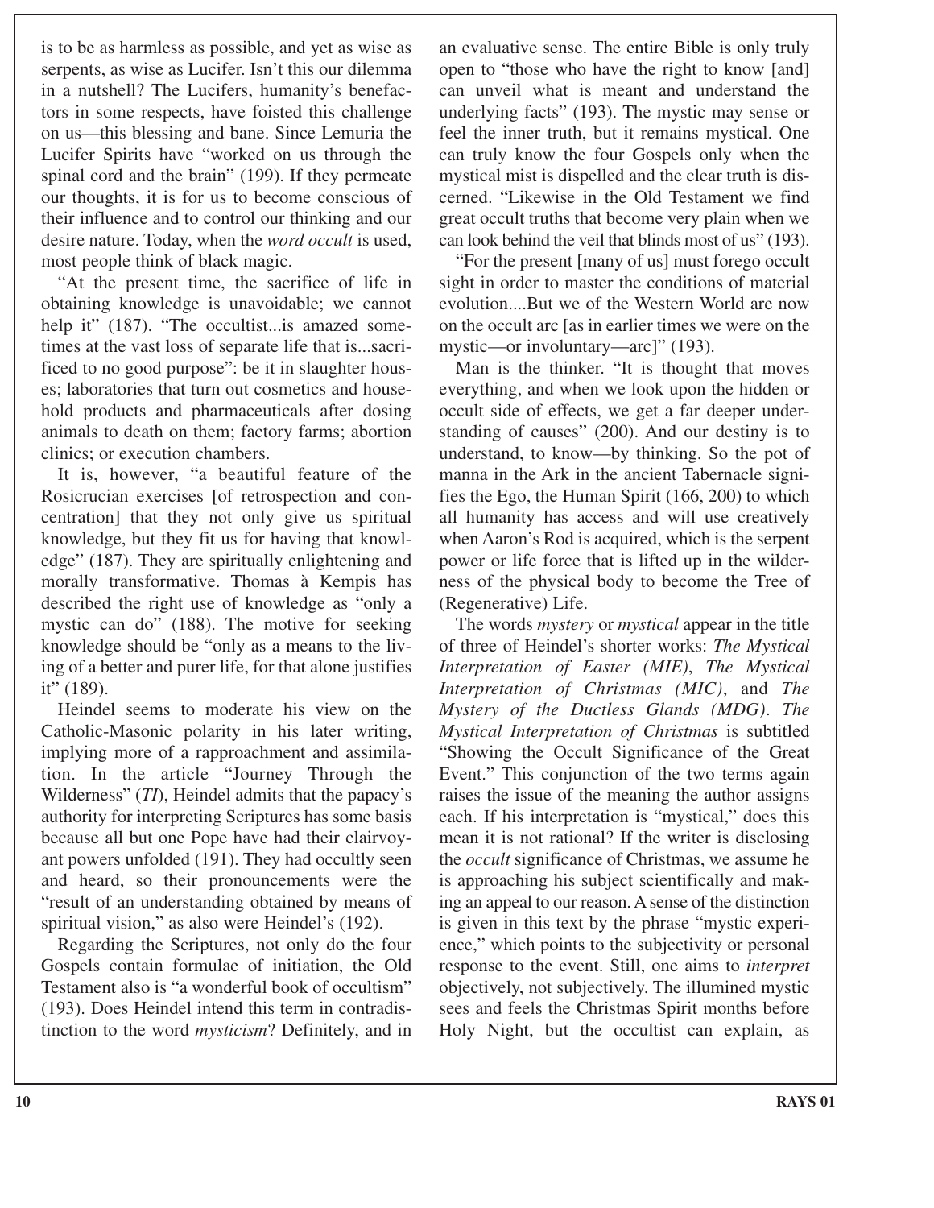is to be as harmless as possible, and yet as wise as serpents, as wise as Lucifer. Isn't this our dilemma in a nutshell? The Lucifers, humanity's benefactors in some respects, have foisted this challenge on us—this blessing and bane. Since Lemuria the Lucifer Spirits have "worked on us through the spinal cord and the brain" (199). If they permeate our thoughts, it is for us to become conscious of their influence and to control our thinking and our desire nature. Today, when the *word occult* is used, most people think of black magic.

"At the present time, the sacrifice of life in obtaining knowledge is unavoidable; we cannot help it" (187). "The occultist...is amazed sometimes at the vast loss of separate life that is...sacrificed to no good purpose": be it in slaughter houses; laboratories that turn out cosmetics and household products and pharmaceuticals after dosing animals to death on them; factory farms; abortion clinics; or execution chambers.

It is, however, "a beautiful feature of the Rosicrucian exercises [of retrospection and concentration] that they not only give us spiritual knowledge, but they fit us for having that knowledge" (187). They are spiritually enlightening and morally transformative. Thomas à Kempis has described the right use of knowledge as "only a mystic can do" (188). The motive for seeking knowledge should be "only as a means to the living of a better and purer life, for that alone justifies it" (189).

Heindel seems to moderate his view on the Catholic-Masonic polarity in his later writing, implying more of a rapproachment and assimilation. In the article "Journey Through the Wilderness" (*TI*), Heindel admits that the papacy's authority for interpreting Scriptures has some basis because all but one Pope have had their clairvoyant powers unfolded (191). They had occultly seen and heard, so their pronouncements were the "result of an understanding obtained by means of spiritual vision," as also were Heindel's (192).

Regarding the Scriptures, not only do the four Gospels contain formulae of initiation, the Old Testament also is "a wonderful book of occultism" (193). Does Heindel intend this term in contradistinction to the word *mysticism*? Definitely, and in an evaluative sense. The entire Bible is only truly open to "those who have the right to know [and] can unveil what is meant and understand the underlying facts" (193). The mystic may sense or feel the inner truth, but it remains mystical. One can truly know the four Gospels only when the mystical mist is dispelled and the clear truth is discerned. "Likewise in the Old Testament we find great occult truths that become very plain when we can look behind the veil that blinds most of us" (193).

"For the present [many of us] must forego occult sight in order to master the conditions of material evolution....But we of the Western World are now on the occult arc [as in earlier times we were on the mystic—or involuntary—arc]" (193).

Man is the thinker. "It is thought that moves everything, and when we look upon the hidden or occult side of effects, we get a far deeper understanding of causes" (200). And our destiny is to understand, to know—by thinking. So the pot of manna in the Ark in the ancient Tabernacle signifies the Ego, the Human Spirit (166, 200) to which all humanity has access and will use creatively when Aaron's Rod is acquired, which is the serpent power or life force that is lifted up in the wilderness of the physical body to become the Tree of (Regenerative) Life.

The words *mystery* or *mystical* appear in the title of three of Heindel's shorter works: *The Mystical Interpretation of Easter (MIE)*, *The Mystical Interpretation of Christmas (MIC)*, and *The Mystery of the Ductless Glands (MDG)*. *The Mystical Interpretation of Christmas* is subtitled "Showing the Occult Significance of the Great Event." This conjunction of the two terms again raises the issue of the meaning the author assigns each. If his interpretation is "mystical," does this mean it is not rational? If the writer is disclosing the *occult* significance of Christmas, we assume he is approaching his subject scientifically and making an appeal to our reason. A sense of the distinction is given in this text by the phrase "mystic experience," which points to the subjectivity or personal response to the event. Still, one aims to *interpret* objectively, not subjectively. The illumined mystic sees and feels the Christmas Spirit months before Holy Night, but the occultist can explain, as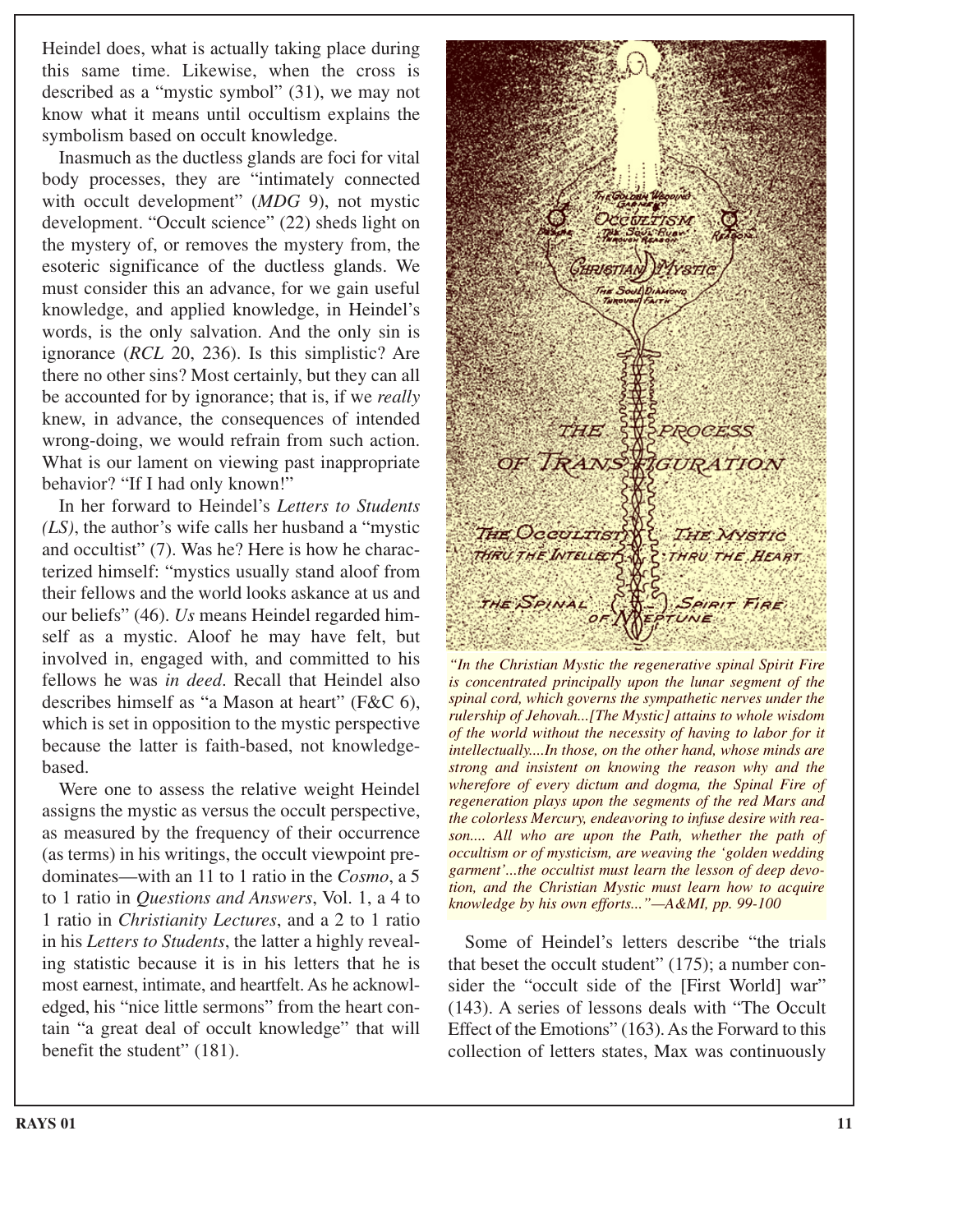Heindel does, what is actually taking place during this same time. Likewise, when the cross is described as a "mystic symbol" (31), we may not know what it means until occultism explains the symbolism based on occult knowledge.

Inasmuch as the ductless glands are foci for vital body processes, they are "intimately connected with occult development" (*MDG* 9), not mystic development. "Occult science" (22) sheds light on the mystery of, or removes the mystery from, the esoteric significance of the ductless glands. We must consider this an advance, for we gain useful knowledge, and applied knowledge, in Heindel's words, is the only salvation. And the only sin is ignorance (*RCL* 20, 236). Is this simplistic? Are there no other sins? Most certainly, but they can all be accounted for by ignorance; that is, if we *really* knew, in advance, the consequences of intended wrong-doing, we would refrain from such action. What is our lament on viewing past inappropriate behavior? "If I had only known!"

In her forward to Heindel's *Letters to Students (LS)*, the author's wife calls her husband a "mystic and occultist" (7). Was he? Here is how he characterized himself: "mystics usually stand aloof from their fellows and the world looks askance at us and our beliefs" (46). *Us* means Heindel regarded himself as a mystic. Aloof he may have felt, but involved in, engaged with, and committed to his fellows he was *in deed*. Recall that Heindel also describes himself as "a Mason at heart" (F&C 6), which is set in opposition to the mystic perspective because the latter is faith-based, not knowledge-based.

Were one to assess the relative weight Heindel assigns the mystic as versus the occult perspective, as measured by the frequency of their occurrence (as terms) in his writings, the occult viewpoint predominates—with an 11 to 1 ratio in the *Cosmo*, a 5 to 1 ratio in *Questions and Answers*, Vol. 1, a 4 to 1 ratio in *Christianity Lectures*, and a 2 to 1 ratio in his *Letters to Students*, the latter a highly revealing statistic because it is in his letters that he is most earnest, intimate, and heartfelt. As he acknowledged, his "nice little sermons" from the heart contain "a great deal of occult knowledge" that will benefit the student" (181).

*"In the Christian Mystic the regenerative spinal Spirit Fire is concentrated principally upon the lunar segment of the spinal cord, which governs the sympathetic nerves under the rulership of Jehovah...[The Mystic] attains to whole wisdom of the world without the necessity of having to labor for it intellectually....In those, on the other hand, whose minds are strong and insistent on knowing the reason why and the wherefore of every dictum and dogma, the Spinal Fire of regeneration plays upon the segments of the red Mars and the colorless Mercury, endeavoring to infuse desire with reason.... All who are upon the Path, whether the path of occultism or of mysticism, are weaving the 'golden wedding garment'...the occultist must learn the lesson of deep devotion, and the Christian Mystic must learn how to acquire knowledge by his own efforts..."—A&MI, pp. 99-100*

Some of Heindel's letters describe "the trials that beset the occult student" (175); a number consider the "occult side of the [First World] war" (143). A series of lessons deals with "The Occult Effect of the Emotions" (163). As the Forward to this collection of letters states, Max was continuously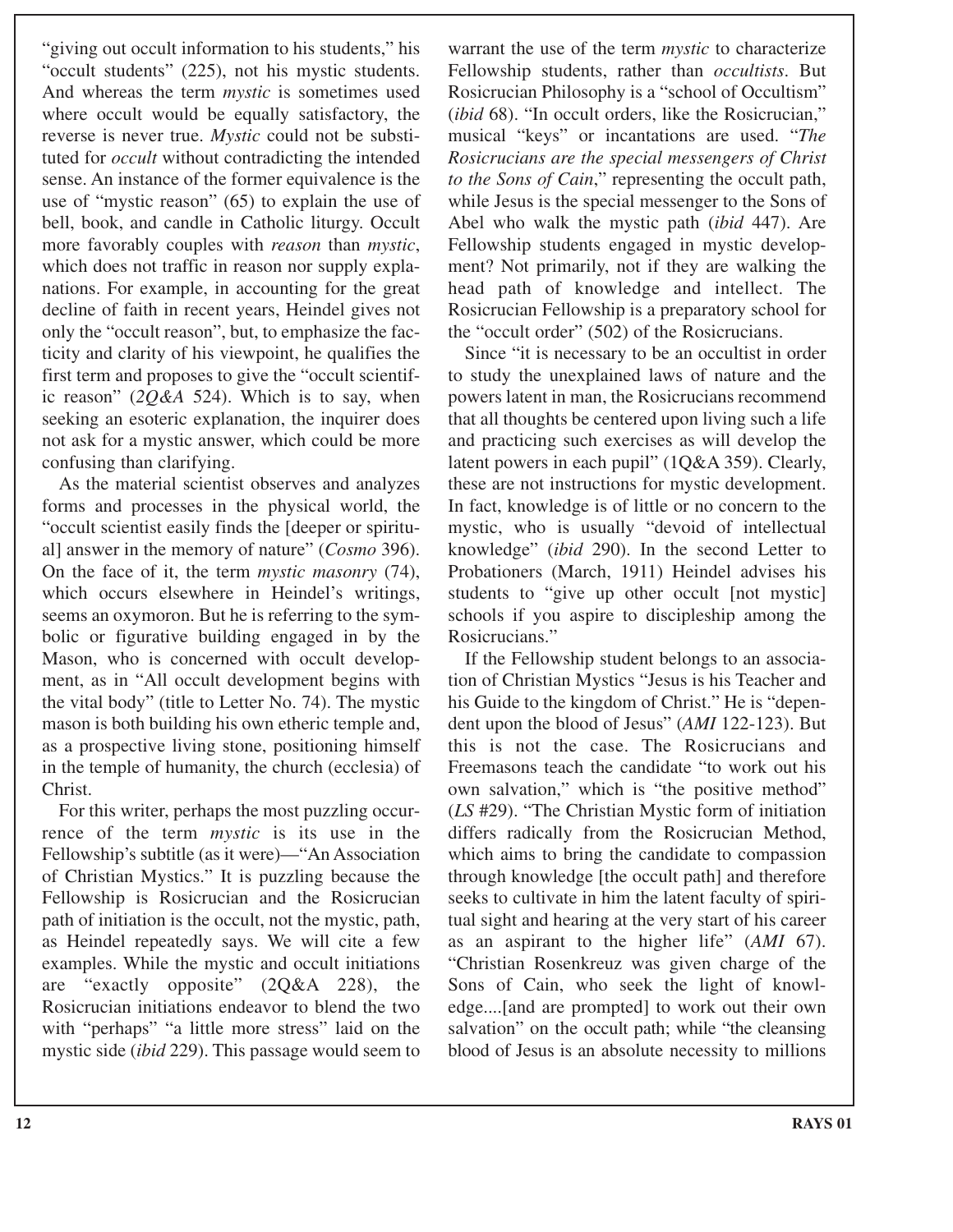"giving out occult information to his students," his "occult students" (225), not his mystic students. And whereas the term *mystic* is sometimes used where occult would be equally satisfactory, the reverse is never true. *Mystic* could not be substituted for *occult* without contradicting the intended sense. An instance of the former equivalence is the use of "mystic reason" (65) to explain the use of bell, book, and candle in Catholic liturgy. Occult more favorably couples with *reason* than *mystic*, which does not traffic in reason nor supply explanations. For example, in accounting for the great decline of faith in recent years, Heindel gives not only the "occult reason", but, to emphasize the facticity and clarity of his viewpoint, he qualifies the first term and proposes to give the "occult scientific reason" (*2Q&A* 524). Which is to say, when seeking an esoteric explanation, the inquirer does not ask for a mystic answer, which could be more confusing than clarifying.

As the material scientist observes and analyzes forms and processes in the physical world, the "occult scientist easily finds the [deeper or spiritual] answer in the memory of nature" (*Cosmo* 396). On the face of it, the term *mystic masonry* (74), which occurs elsewhere in Heindel's writings, seems an oxymoron. But he is referring to the symbolic or figurative building engaged in by the Mason, who is concerned with occult development, as in "All occult development begins with the vital body" (title to Letter No. 74). The mystic mason is both building his own etheric temple and, as a prospective living stone, positioning himself in the temple of humanity, the church (ecclesia) of Christ.

For this writer, perhaps the most puzzling occurrence of the term *mystic* is its use in the Fellowship's subtitle (as it were)—"An Association of Christian Mystics." It is puzzling because the Fellowship is Rosicrucian and the Rosicrucian path of initiation is the occult, not the mystic, path, as Heindel repeatedly says. We will cite a few examples. While the mystic and occult initiations are "exactly opposite" (2Q&A 228), the Rosicrucian initiations endeavor to blend the two with "perhaps" "a little more stress" laid on the mystic side (*ibid* 229). This passage would seem to warrant the use of the term *mystic* to characterize Fellowship students, rather than *occultists*. But Rosicrucian Philosophy is a "school of Occultism" (*ibid* 68). "In occult orders, like the Rosicrucian," musical "keys" or incantations are used. "*The Rosicrucians are the special messengers of Christ to the Sons of Cain*," representing the occult path, while Jesus is the special messenger to the Sons of Abel who walk the mystic path (*ibid* 447). Are Fellowship students engaged in mystic development? Not primarily, not if they are walking the head path of knowledge and intellect. The Rosicrucian Fellowship is a preparatory school for the "occult order" (502) of the Rosicrucians.

Since "it is necessary to be an occultist in order to study the unexplained laws of nature and the powers latent in man, the Rosicrucians recommend that all thoughts be centered upon living such a life and practicing such exercises as will develop the latent powers in each pupil" (1Q&A 359). Clearly, these are not instructions for mystic development. In fact, knowledge is of little or no concern to the mystic, who is usually "devoid of intellectual knowledge" (*ibid* 290). In the second Letter to Probationers (March, 1911) Heindel advises his students to "give up other occult [not mystic] schools if you aspire to discipleship among the Rosicrucians."

If the Fellowship student belongs to an association of Christian Mystics "Jesus is his Teacher and his Guide to the kingdom of Christ." He is "dependent upon the blood of Jesus" (*AMI* 122-123). But this is not the case. The Rosicrucians and Freemasons teach the candidate "to work out his own salvation," which is "the positive method" (*LS* #29). "The Christian Mystic form of initiation differs radically from the Rosicrucian Method, which aims to bring the candidate to compassion through knowledge [the occult path] and therefore seeks to cultivate in him the latent faculty of spiritual sight and hearing at the very start of his career as an aspirant to the higher life" (*AMI* 67). "Christian Rosenkreuz was given charge of the Sons of Cain, who seek the light of knowledge....[and are prompted] to work out their own salvation" on the occult path; while "the cleansing blood of Jesus is an absolute necessity to millions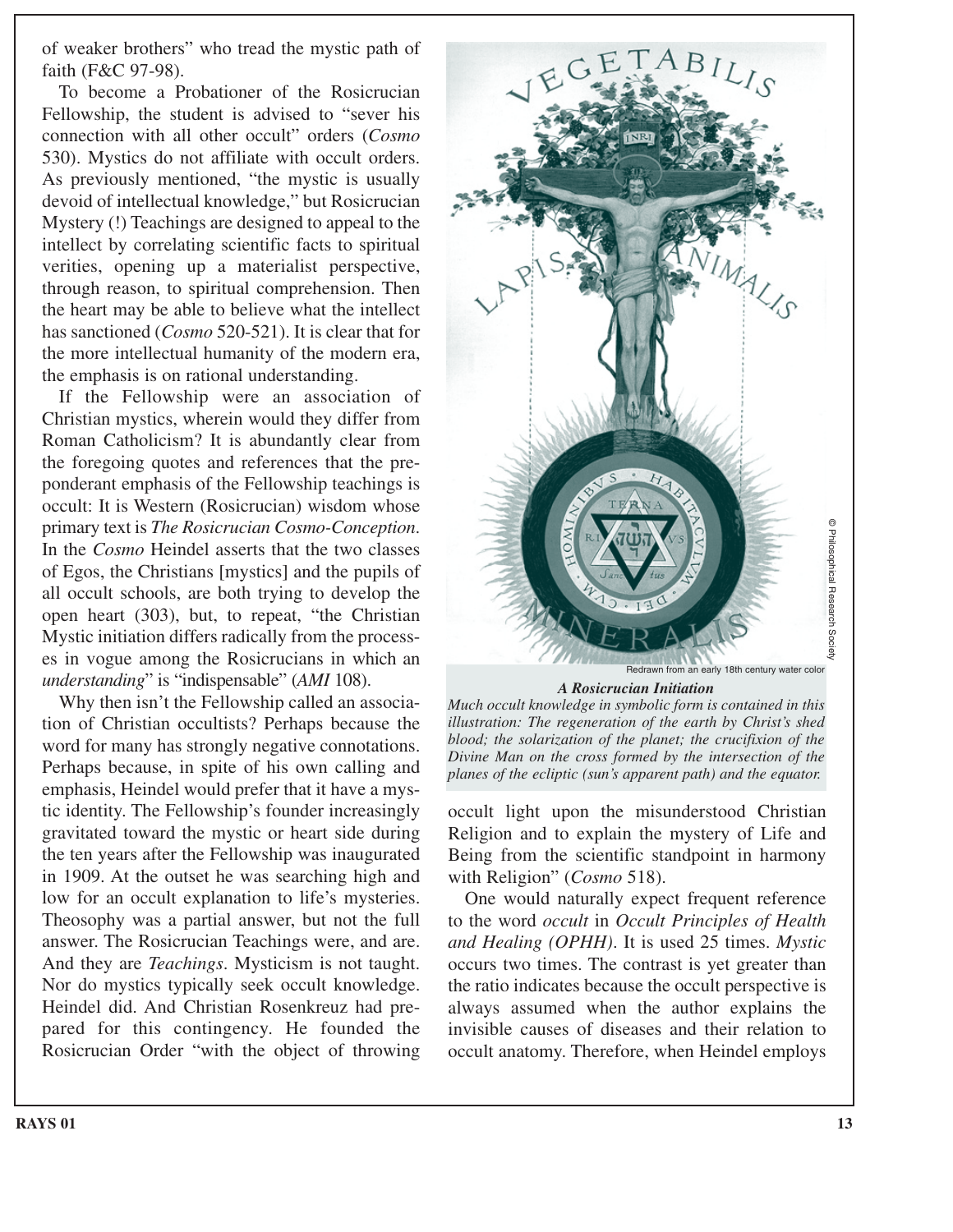of weaker brothers" who tread the mystic path of faith (F&C 97-98).

To become a Probationer of the Rosicrucian Fellowship, the student is advised to "sever his connection with all other occult" orders (*Cosmo* 530). Mystics do not affiliate with occult orders. As previously mentioned, "the mystic is usually devoid of intellectual knowledge," but Rosicrucian Mystery (!) Teachings are designed to appeal to the intellect by correlating scientific facts to spiritual verities, opening up a materialist perspective, through reason, to spiritual comprehension. Then the heart may be able to believe what the intellect has sanctioned (*Cosmo* 520-521). It is clear that for the more intellectual humanity of the modern era, the emphasis is on rational understanding.

If the Fellowship were an association of Christian mystics, wherein would they differ from Roman Catholicism? It is abundantly clear from the foregoing quotes and references that the preponderant emphasis of the Fellowship teachings is occult: It is Western (Rosicrucian) wisdom whose primary text is *The Rosicrucian Cosmo-Conception*. In the *Cosmo* Heindel asserts that the two classes of Egos, the Christians [mystics] and the pupils of all occult schools, are both trying to develop the open heart (303), but, to repeat, "the Christian Mystic initiation differs radically from the processes in vogue among the Rosicrucians in which an *understanding*" is "indispensable" (*AMI* 108).

Why then isn't the Fellowship called an association of Christian occultists? Perhaps because the word for many has strongly negative connotations. Perhaps because, in spite of his own calling and emphasis, Heindel would prefer that it have a mystic identity. The Fellowship's founder increasingly gravitated toward the mystic or heart side during the ten years after the Fellowship was inaugurated in 1909. At the outset he was searching high and low for an occult explanation to life's mysteries. Theosophy was a partial answer, but not the full answer. The Rosicrucian Teachings were, and are. And they are *Teachings*. Mysticism is not taught. Nor do mystics typically seek occult knowledge. Heindel did. And Christian Rosenkreuz had prepared for this contingency. He founded the Rosicrucian Order "with the object of throwing occult light upon the misunderstood Christian Religion and to explain the mystery of Life and Being from the scientific standpoint in harmony with Religion" (*Cosmo* 518).

Redrawn from an early 18th century water color

© Philosophical Research Society

***A Rosicrucian Initiation***

*Much occult knowledge in symbolic form is contained in this illustration: The regeneration of the earth by Christ's shed blood; the solarization of the planet; the crucifixion of the Divine Man on the cross formed by the intersection of the planes of the ecliptic (sun's apparent path) and the equator.*

One would naturally expect frequent reference to the word *occult* in *Occult Principles of Health and Healing (OPHH)*. It is used 25 times. *Mystic* occurs two times. The contrast is yet greater than the ratio indicates because the occult perspective is always assumed when the author explains the invisible causes of diseases and their relation to occult anatomy. Therefore, when Heindel employs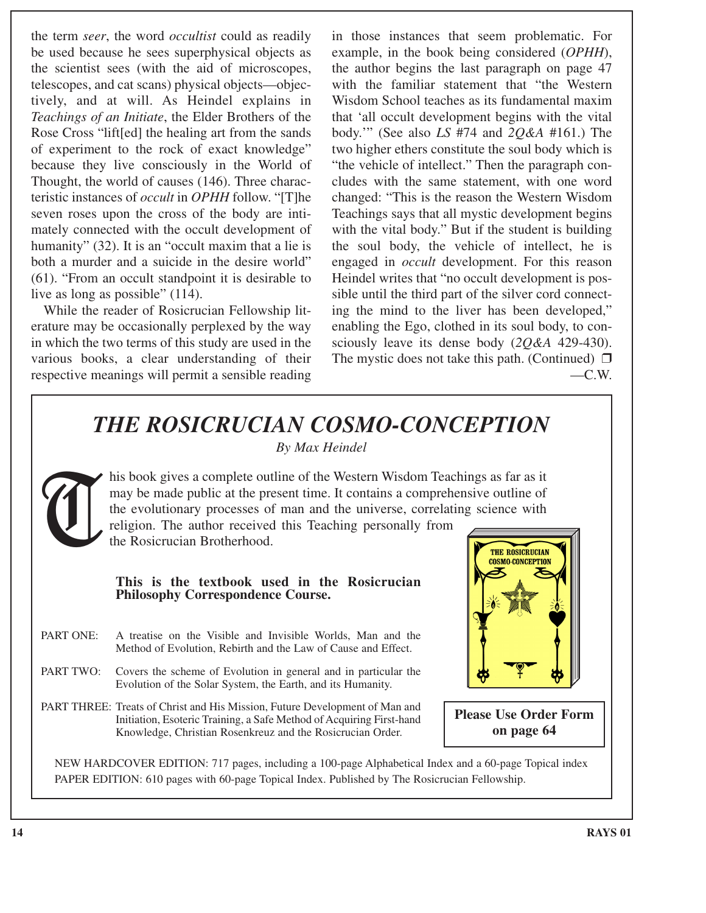the term *seer*, the word *occultist* could as readily be used because he sees superphysical objects as the scientist sees (with the aid of microscopes, telescopes, and cat scans) physical objects—objectively, and at will. As Heindel explains in *Teachings of an Initiate*, the Elder Brothers of the Rose Cross "lift[ed] the healing art from the sands of experiment to the rock of exact knowledge" because they live consciously in the World of Thought, the world of causes (146). Three characteristic instances of *occult* in *OPHH* follow. "[T]he seven roses upon the cross of the body are intimately connected with the occult development of humanity" (32). It is an "occult maxim that a lie is both a murder and a suicide in the desire world" (61). "From an occult standpoint it is desirable to live as long as possible" (114).

While the reader of Rosicrucian Fellowship literature may be occasionally perplexed by the way in which the two terms of this study are used in the various books, a clear understanding of their respective meanings will permit a sensible reading in those instances that seem problematic. For example, in the book being considered (*OPHH*), the author begins the last paragraph on page 47 with the familiar statement that "the Western Wisdom School teaches as its fundamental maxim that 'all occult development begins with the vital body.'" (See also *LS* #74 and *2Q&A* #161.) The two higher ethers constitute the soul body which is "the vehicle of intellect." Then the paragraph concludes with the same statement, with one word changed: "This is the reason the Western Wisdom Teachings says that all mystic development begins with the vital body." But if the student is building the soul body, the vehicle of intellect, he is engaged in *occult* development. For this reason Heindel writes that "no occult development is possible until the third part of the silver cord connecting the mind to the liver has been developed," enabling the Ego, clothed in its soul body, to consciously leave its dense body (*2Q&A* 429-430). The mystic does not take this path. (Continued) ❐

—C.W.

---

# *THE ROSICRUCIAN COSMO-CONCEPTION*

*By Max Heindel*

This book gives a complete outline of the Western Wisdom Teachings as far as it may be made public at the present time. It contains a comprehensive outline of the evolutionary processes of man and the universe, correlating science with religion. The author received this Teaching personally from the Rosicrucian Brotherhood.

**This is the textbook used in the Rosicrucian Philosophy Correspondence Course.**

PART ONE: A treatise on the Visible and Invisible Worlds, Man and the Method of Evolution, Rebirth and the Law of Cause and Effect.

PART TWO: Covers the scheme of Evolution in general and in particular the Evolution of the Solar System, the Earth, and its Humanity.

PART THREE: Treats of Christ and His Mission, Future Development of Man and Initiation, Esoteric Training, a Safe Method of Acquiring First-hand Knowledge, Christian Rosenkreuz and the Rosicrucian Order.

THE ROSICRUCIAN COSMO-CONCEPTION

**Please Use Order Form on page 64**

NEW HARDCOVER EDITION: 717 pages, including a 100-page Alphabetical Index and a 60-page Topical index
PAPER EDITION: 610 pages with 60-page Topical Index. Published by The Rosicrucian Fellowship.